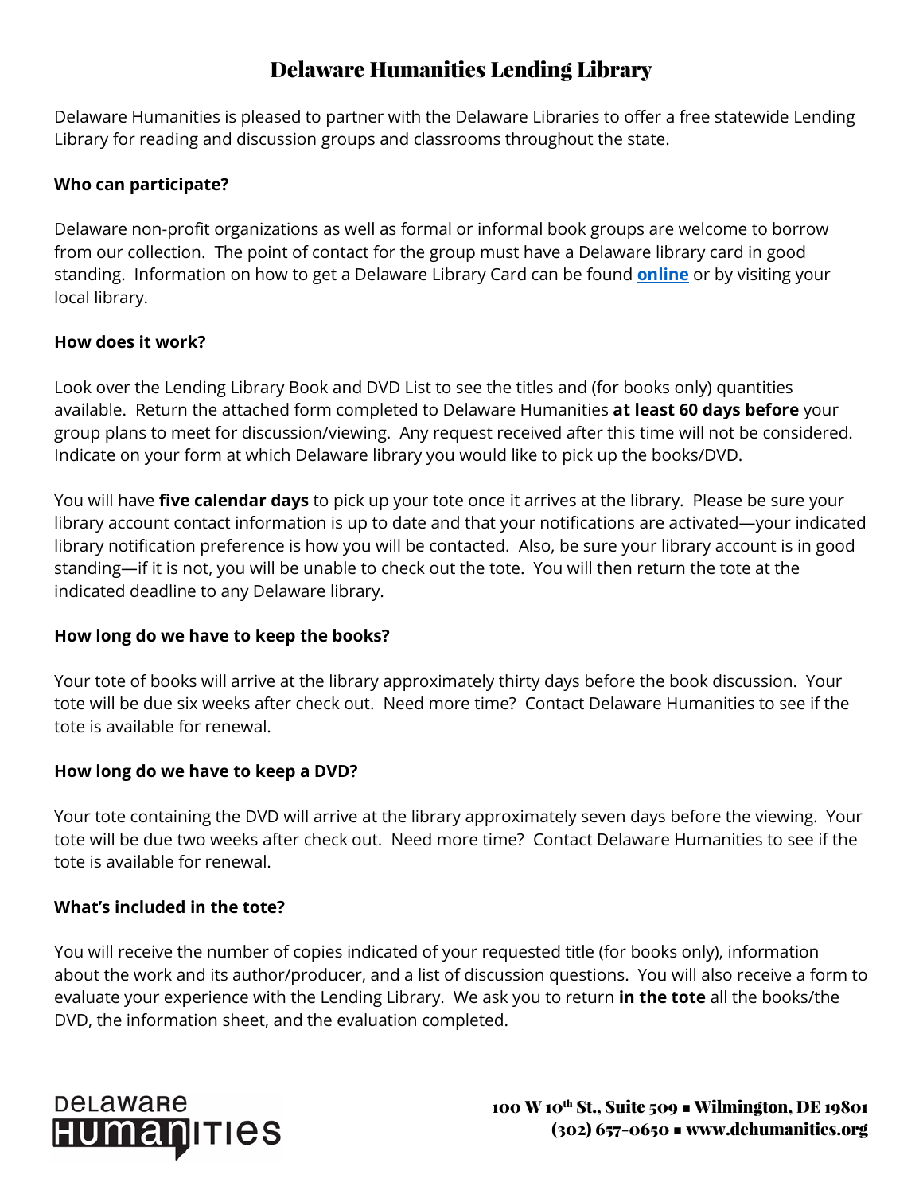# Delaware Humanities Lending Library

Delaware Humanities is pleased to partner with the Delaware Libraries to offer a free statewide Lending Library for reading and discussion groups and classrooms throughout the state.

**Who can participate?**

Delaware non-profit organizations as well as formal or informal book groups are welcome to borrow from our collection. The point of contact for the group must have a Delaware library card in good standing. Information on how to get a Delaware Library Card can be found **online** or by visiting your local library.

**How does it work?**

Look over the Lending Library Book and DVD List to see the titles and (for books only) quantities available. Return the attached form completed to Delaware Humanities **at least 60 days before** your group plans to meet for discussion/viewing. Any request received after this time will not be considered. Indicate on your form at which Delaware library you would like to pick up the books/DVD.

You will have **five calendar days** to pick up your tote once it arrives at the library. Please be sure your library account contact information is up to date and that your notifications are activated—your indicated library notification preference is how you will be contacted. Also, be sure your library account is in good standing—if it is not, you will be unable to check out the tote. You will then return the tote at the indicated deadline to any Delaware library.

**How long do we have to keep the books?**

Your tote of books will arrive at the library approximately thirty days before the book discussion. Your tote will be due six weeks after check out. Need more time? Contact Delaware Humanities to see if the tote is available for renewal.

**How long do we have to keep a DVD?**

Your tote containing the DVD will arrive at the library approximately seven days before the viewing. Your tote will be due two weeks after check out. Need more time? Contact Delaware Humanities to see if the tote is available for renewal.

**What's included in the tote?**

You will receive the number of copies indicated of your requested title (for books only), information about the work and its author/producer, and a list of discussion questions. You will also receive a form to evaluate your experience with the Lending Library. We ask you to return **in the tote** all the books/the DVD, the information sheet, and the evaluation completed.

Delaware Humanities

100 W 10th St., Suite 509 ▪ Wilmington, DE 19801
(302) 657-0650 ▪ www.dehumanities.org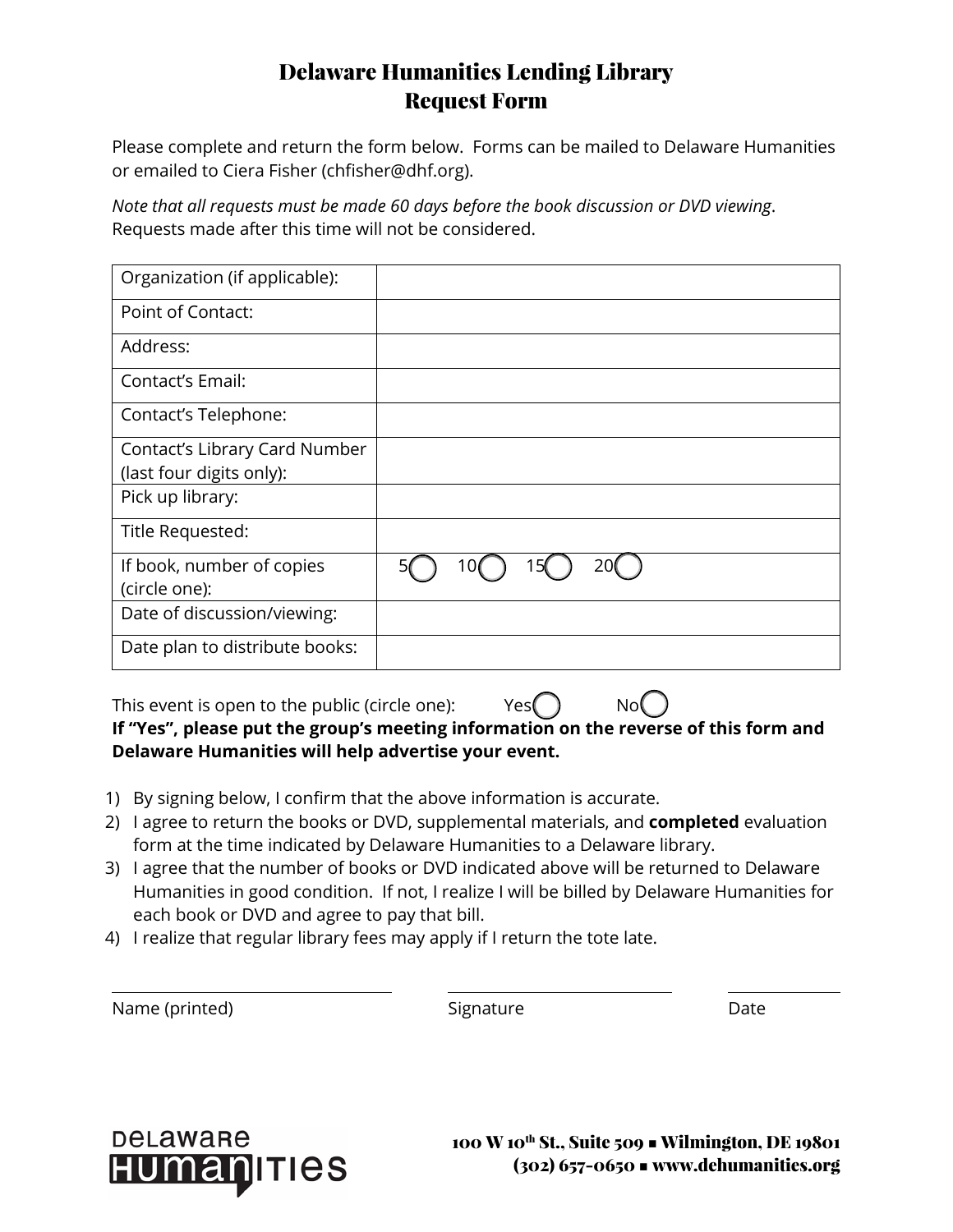# Delaware Humanities Lending Library
# Request Form

Please complete and return the form below. Forms can be mailed to Delaware Humanities or emailed to Ciera Fisher (chfisher@dhf.org).

*Note that all requests must be made 60 days before the book discussion or DVD viewing*. Requests made after this time will not be considered.

| | |
|---|---|
| Organization (if applicable): | |
| Point of Contact: | |
| Address: | |
| Contact's Email: | |
| Contact's Telephone: | |
| Contact's Library Card Number (last four digits only): | |
| Pick up library: | |
| Title Requested: | |
| If book, number of copies (circle one): | 5◯ 10◯ 15◯ 20◯ |
| Date of discussion/viewing: | |
| Date plan to distribute books: | |

This event is open to the public (circle one): Yes◯ No◯

**If "Yes", please put the group's meeting information on the reverse of this form and Delaware Humanities will help advertise your event.**

1) By signing below, I confirm that the above information is accurate.
2) I agree to return the books or DVD, supplemental materials, and **completed** evaluation form at the time indicated by Delaware Humanities to a Delaware library.
3) I agree that the number of books or DVD indicated above will be returned to Delaware Humanities in good condition. If not, I realize I will be billed by Delaware Humanities for each book or DVD and agree to pay that bill.
4) I realize that regular library fees may apply if I return the tote late.

Name (printed) ____________________ Signature ____________________ Date __________

Delaware Humanities

100 W 10th St., Suite 509 ■ Wilmington, DE 19801
(302) 657-0650 ■ www.dehumanities.org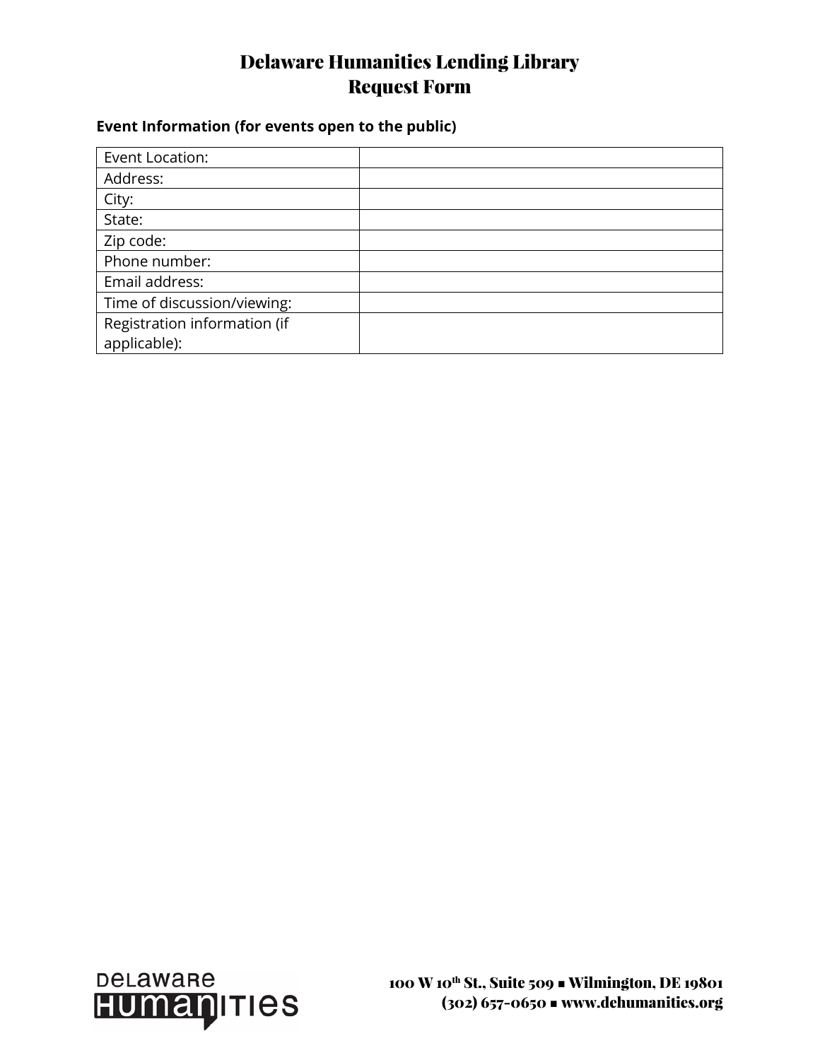# Delaware Humanities Lending Library
# Request Form

**Event Information (for events open to the public)**

| | |
|---|---|
| Event Location: | |
| Address: | |
| City: | |
| State: | |
| Zip code: | |
| Phone number: | |
| Email address: | |
| Time of discussion/viewing: | |
| Registration information (if applicable): | |

100 W 10th St., Suite 509 ▪ Wilmington, DE 19801
(302) 657-0650 ▪ www.dehumanities.org